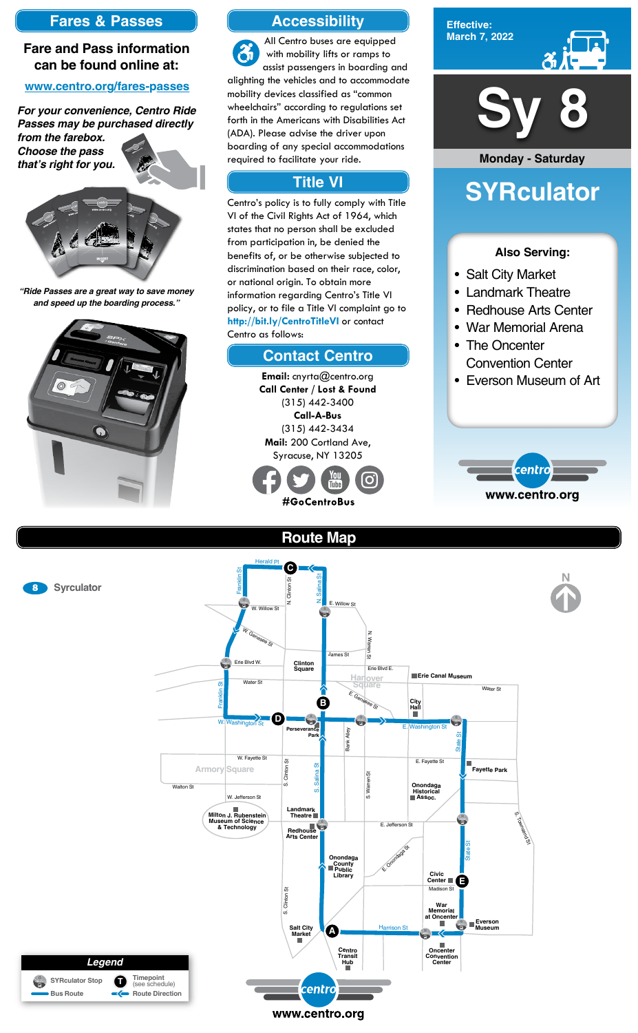## Fares & Passes

**Fare and Pass information can be found online at:**

[www.centro.org/fares-passes](www.centro.org/fares-passes)

*For your convenience, Centro Ride Passes may be purchased directly from the farebox. Choose the pass that's right for you.*

*"Ride Passes are a great way to save money and speed up the boarding process."*

## Accessibility

All Centro buses are equipped with mobility lifts or ramps to assist passengers in boarding and alighting the vehicles and to accommodate mobility devices classified as "common wheelchairs" according to regulations set forth in the Americans with Disabilities Act (ADA). Please advise the driver upon boarding of any special accommodations required to facilitate your ride.

## Title VI

Centro's policy is to fully comply with Title VI of the Civil Rights Act of 1964, which states that no person shall be excluded from participation in, be denied the benefits of, or be otherwise subjected to discrimination based on their race, color, or national origin. To obtain more information regarding Centro's Title VI policy, or to file a Title VI complaint go to **http://bit.ly/CentroTitleVI** or contact Centro as follows:

## Contact Centro

**Email:** cnyrta@centro.org
**Call Center / Lost & Found**
(315) 442-3400
**Call-A-Bus**
(315) 442-3434
**Mail:** 200 Cortland Ave, Syracuse, NY 13205

**#GoCentroBus**

**Effective: March 7, 2022**

# Sy 8

**Monday - Saturday**

# SYRculator

**Also Serving:**

- Salt City Market
- Landmark Theatre
- Redhouse Arts Center
- War Memorial Arena
- The Oncenter Convention Center
- Everson Museum of Art

www.centro.org

## Route Map

8 Syrculator

Herald Pl, Franklin St, N. Clinton St, N. Salina St, W. Willow St, E. Willow St, W. Genesee St, James St, N. Warren St, Erie Blvd W., Clinton Square, Erie Blvd E., Hanover Square, Erie Canal Museum, Water St, E. Genesee St, City Hall, W. Washington St, Perseverance Park, Bank Alley, E. Washington St, State St, W. Fayette St, E. Fayette St, Fayette Park, Armory Square, Walton St, W. Jefferson St, S. Clinton St, S. Salina St, S. Warren St, Onondaga Historical Assoc., Milton J. Rubenstein Museum of Science & Technology, Landmark Theatre, Redhouse Arts Center, E. Jefferson St, S. Townsend St, E. Onondaga St, Onondaga County Public Library, Civic Center, Madison St, War Memorial at Oncenter, Everson Museum, Salt City Market, Harrison St, Centro Transit Hub, Oncenter Convention Center

Timepoints: A, B, C, D, E

**Legend**
- SYRculator Stop
- Bus Route
- T Timepoint (see schedule)
- Route Direction

www.centro.org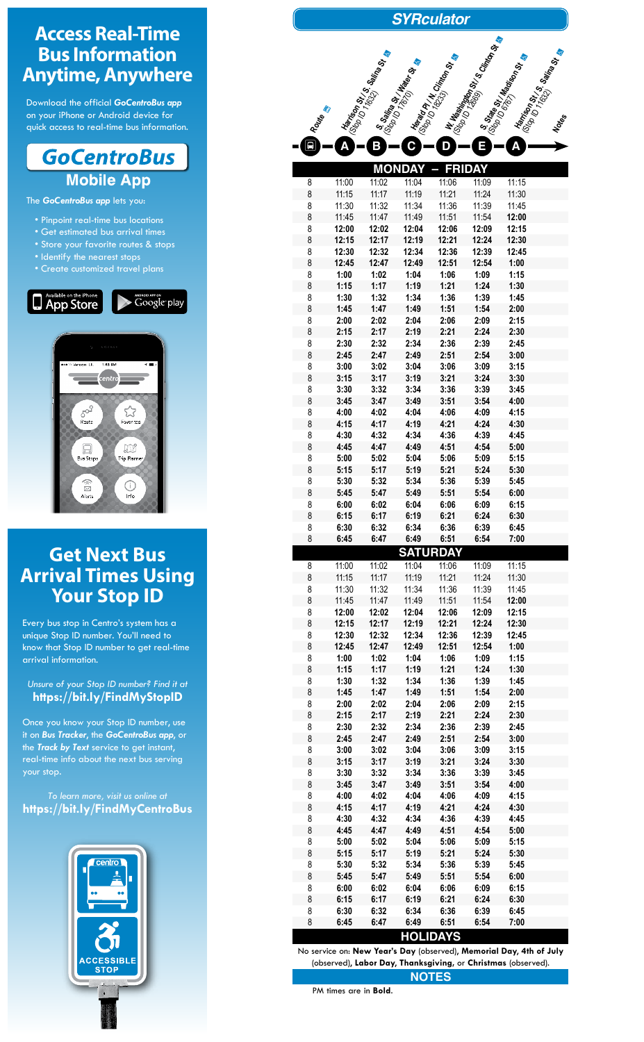# Access Real-Time Bus Information Anytime, Anywhere

Download the official ***GoCentroBus app*** on your iPhone or Android device for quick access to real-time bus information.

## GoCentroBus Mobile App

The ***GoCentroBus app*** lets you:

- Pinpoint real-time bus locations
- Get estimated bus arrival times
- Store your favorite routes & stops
- Identify the nearest stops
- Create customized travel plans

Available on the iPhone App Store | Android App on Google play

# Get Next Bus Arrival Times Using Your Stop ID

Every bus stop in Centro's system has a unique Stop ID number. You'll need to know that Stop ID number to get real-time arrival information.

*Unsure of your Stop ID number? Find it at*
**https://bit.ly/FindMyStopID**

Once you know your Stop ID number, use it on ***Bus Tracker***, the ***GoCentroBus app***, or the ***Track by Text*** service to get instant, real-time info about the next bus serving your stop.

*To learn more, visit us online at*
**https://bit.ly/FindMyCentroBus**

ACCESSIBLE STOP

# SYRculator

## MONDAY – FRIDAY

| Route | A: Harrison St / S. Salina St (Stop ID 11632) | B: S Salina St / Water St (Stop ID 17670) | C: Herald Pl / N. Clinton St (Stop ID 18233) | D: W. Washington St / S. Clinton St (Stop ID 12689) | E: S State St / Madison St (Stop ID 6767) | A: Harrison St / S. Salina St (Stop ID 11632) | Notes |
|---|---|---|---|---|---|---|---|
| 8 | 11:00 | 11:02 | 11:04 | 11:06 | 11:09 | 11:15 | |
| 8 | 11:15 | 11:17 | 11:19 | 11:21 | 11:24 | 11:30 | |
| 8 | 11:30 | 11:32 | 11:34 | 11:36 | 11:39 | 11:45 | |
| 8 | 11:45 | 11:47 | 11:49 | 11:51 | 11:54 | **12:00** | |
| 8 | **12:00** | **12:02** | **12:04** | **12:06** | **12:09** | **12:15** | |
| 8 | **12:15** | **12:17** | **12:19** | **12:21** | **12:24** | **12:30** | |
| 8 | **12:30** | **12:32** | **12:34** | **12:36** | **12:39** | **12:45** | |
| 8 | **12:45** | **12:47** | **12:49** | **12:51** | **12:54** | **1:00** | |
| 8 | **1:00** | **1:02** | **1:04** | **1:06** | **1:09** | **1:15** | |
| 8 | **1:15** | **1:17** | **1:19** | **1:21** | **1:24** | **1:30** | |
| 8 | **1:30** | **1:32** | **1:34** | **1:36** | **1:39** | **1:45** | |
| 8 | **1:45** | **1:47** | **1:49** | **1:51** | **1:54** | **2:00** | |
| 8 | **2:00** | **2:02** | **2:04** | **2:06** | **2:09** | **2:15** | |
| 8 | **2:15** | **2:17** | **2:19** | **2:21** | **2:24** | **2:30** | |
| 8 | **2:30** | **2:32** | **2:34** | **2:36** | **2:39** | **2:45** | |
| 8 | **2:45** | **2:47** | **2:49** | **2:51** | **2:54** | **3:00** | |
| 8 | **3:00** | **3:02** | **3:04** | **3:06** | **3:09** | **3:15** | |
| 8 | **3:15** | **3:17** | **3:19** | **3:21** | **3:24** | **3:30** | |
| 8 | **3:30** | **3:32** | **3:34** | **3:36** | **3:39** | **3:45** | |
| 8 | **3:45** | **3:47** | **3:49** | **3:51** | **3:54** | **4:00** | |
| 8 | **4:00** | **4:02** | **4:04** | **4:06** | **4:09** | **4:15** | |
| 8 | **4:15** | **4:17** | **4:19** | **4:21** | **4:24** | **4:30** | |
| 8 | **4:30** | **4:32** | **4:34** | **4:36** | **4:39** | **4:45** | |
| 8 | **4:45** | **4:47** | **4:49** | **4:51** | **4:54** | **5:00** | |
| 8 | **5:00** | **5:02** | **5:04** | **5:06** | **5:09** | **5:15** | |
| 8 | **5:15** | **5:17** | **5:19** | **5:21** | **5:24** | **5:30** | |
| 8 | **5:30** | **5:32** | **5:34** | **5:36** | **5:39** | **5:45** | |
| 8 | **5:45** | **5:47** | **5:49** | **5:51** | **5:54** | **6:00** | |
| 8 | **6:00** | **6:02** | **6:04** | **6:06** | **6:09** | **6:15** | |
| 8 | **6:15** | **6:17** | **6:19** | **6:21** | **6:24** | **6:30** | |
| 8 | **6:30** | **6:32** | **6:34** | **6:36** | **6:39** | **6:45** | |
| 8 | **6:45** | **6:47** | **6:49** | **6:51** | **6:54** | **7:00** | |

## SATURDAY

| Route | A: Harrison St / S. Salina St (Stop ID 11632) | B: S Salina St / Water St (Stop ID 17670) | C: Herald Pl / N. Clinton St (Stop ID 18233) | D: W. Washington St / S. Clinton St (Stop ID 12689) | E: S State St / Madison St (Stop ID 6767) | A: Harrison St / S. Salina St (Stop ID 11632) | Notes |
|---|---|---|---|---|---|---|---|
| 8 | 11:00 | 11:02 | 11:04 | 11:06 | 11:09 | 11:15 | |
| 8 | 11:15 | 11:17 | 11:19 | 11:21 | 11:24 | 11:30 | |
| 8 | 11:30 | 11:32 | 11:34 | 11:36 | 11:39 | 11:45 | |
| 8 | 11:45 | 11:47 | 11:49 | 11:51 | 11:54 | **12:00** | |
| 8 | **12:00** | **12:02** | **12:04** | **12:06** | **12:09** | **12:15** | |
| 8 | **12:15** | **12:17** | **12:19** | **12:21** | **12:24** | **12:30** | |
| 8 | **12:30** | **12:32** | **12:34** | **12:36** | **12:39** | **12:45** | |
| 8 | **12:45** | **12:47** | **12:49** | **12:51** | **12:54** | **1:00** | |
| 8 | **1:00** | **1:02** | **1:04** | **1:06** | **1:09** | **1:15** | |
| 8 | **1:15** | **1:17** | **1:19** | **1:21** | **1:24** | **1:30** | |
| 8 | **1:30** | **1:32** | **1:34** | **1:36** | **1:39** | **1:45** | |
| 8 | **1:45** | **1:47** | **1:49** | **1:51** | **1:54** | **2:00** | |
| 8 | **2:00** | **2:02** | **2:04** | **2:06** | **2:09** | **2:15** | |
| 8 | **2:15** | **2:17** | **2:19** | **2:21** | **2:24** | **2:30** | |
| 8 | **2:30** | **2:32** | **2:34** | **2:36** | **2:39** | **2:45** | |
| 8 | **2:45** | **2:47** | **2:49** | **2:51** | **2:54** | **3:00** | |
| 8 | **3:00** | **3:02** | **3:04** | **3:06** | **3:09** | **3:15** | |
| 8 | **3:15** | **3:17** | **3:19** | **3:21** | **3:24** | **3:30** | |
| 8 | **3:30** | **3:32** | **3:34** | **3:36** | **3:39** | **3:45** | |
| 8 | **3:45** | **3:47** | **3:49** | **3:51** | **3:54** | **4:00** | |
| 8 | **4:00** | **4:02** | **4:04** | **4:06** | **4:09** | **4:15** | |
| 8 | **4:15** | **4:17** | **4:19** | **4:21** | **4:24** | **4:30** | |
| 8 | **4:30** | **4:32** | **4:34** | **4:36** | **4:39** | **4:45** | |
| 8 | **4:45** | **4:47** | **4:49** | **4:51** | **4:54** | **5:00** | |
| 8 | **5:00** | **5:02** | **5:04** | **5:06** | **5:09** | **5:15** | |
| 8 | **5:15** | **5:17** | **5:19** | **5:21** | **5:24** | **5:30** | |
| 8 | **5:30** | **5:32** | **5:34** | **5:36** | **5:39** | **5:45** | |
| 8 | **5:45** | **5:47** | **5:49** | **5:51** | **5:54** | **6:00** | |
| 8 | **6:00** | **6:02** | **6:04** | **6:06** | **6:09** | **6:15** | |
| 8 | **6:15** | **6:17** | **6:19** | **6:21** | **6:24** | **6:30** | |
| 8 | **6:30** | **6:32** | **6:34** | **6:36** | **6:39** | **6:45** | |
| 8 | **6:45** | **6:47** | **6:49** | **6:51** | **6:54** | **7:00** | |

## HOLIDAYS

No service on: **New Year's Day** (observed), **Memorial Day**, **4th of July** (observed), **Labor Day**, **Thanksgiving**, or **Christmas** (observed).

## NOTES

PM times are in **Bold**.